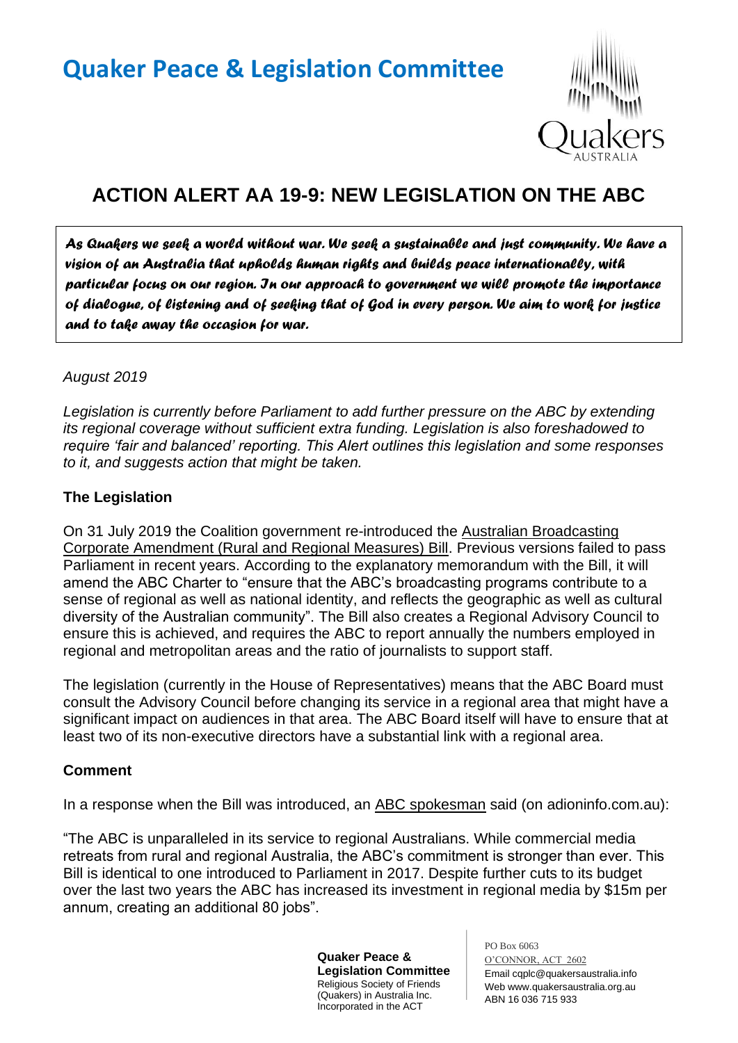# Quaker Peace & Legislation Committee

## ACTION ALERT AA 19-9: NEW LEGISLATION ON THE ABC

***As Quakers we seek a world without war. We seek a sustainable and just community. We have a vision of an Australia that upholds human rights and builds peace internationally, with particular focus on our region. In our approach to government we will promote the importance of dialogue, of listening and of seeking that of God in every person. We aim to work for justice and to take away the occasion for war.***

*August 2019*

*Legislation is currently before Parliament to add further pressure on the ABC by extending its regional coverage without sufficient extra funding. Legislation is also foreshadowed to require 'fair and balanced' reporting. This Alert outlines this legislation and some responses to it, and suggests action that might be taken.*

### The Legislation

On 31 July 2019 the Coalition government re-introduced the Australian Broadcasting Corporate Amendment (Rural and Regional Measures) Bill. Previous versions failed to pass Parliament in recent years. According to the explanatory memorandum with the Bill, it will amend the ABC Charter to "ensure that the ABC's broadcasting programs contribute to a sense of regional as well as national identity, and reflects the geographic as well as cultural diversity of the Australian community". The Bill also creates a Regional Advisory Council to ensure this is achieved, and requires the ABC to report annually the numbers employed in regional and metropolitan areas and the ratio of journalists to support staff.

The legislation (currently in the House of Representatives) means that the ABC Board must consult the Advisory Council before changing its service in a regional area that might have a significant impact on audiences in that area. The ABC Board itself will have to ensure that at least two of its non-executive directors have a substantial link with a regional area.

### Comment

In a response when the Bill was introduced, an ABC spokesman said (on adioninfo.com.au):

"The ABC is unparalleled in its service to regional Australians. While commercial media retreats from rural and regional Australia, the ABC's commitment is stronger than ever. This Bill is identical to one introduced to Parliament in 2017. Despite further cuts to its budget over the last two years the ABC has increased its investment in regional media by $15m per annum, creating an additional 80 jobs".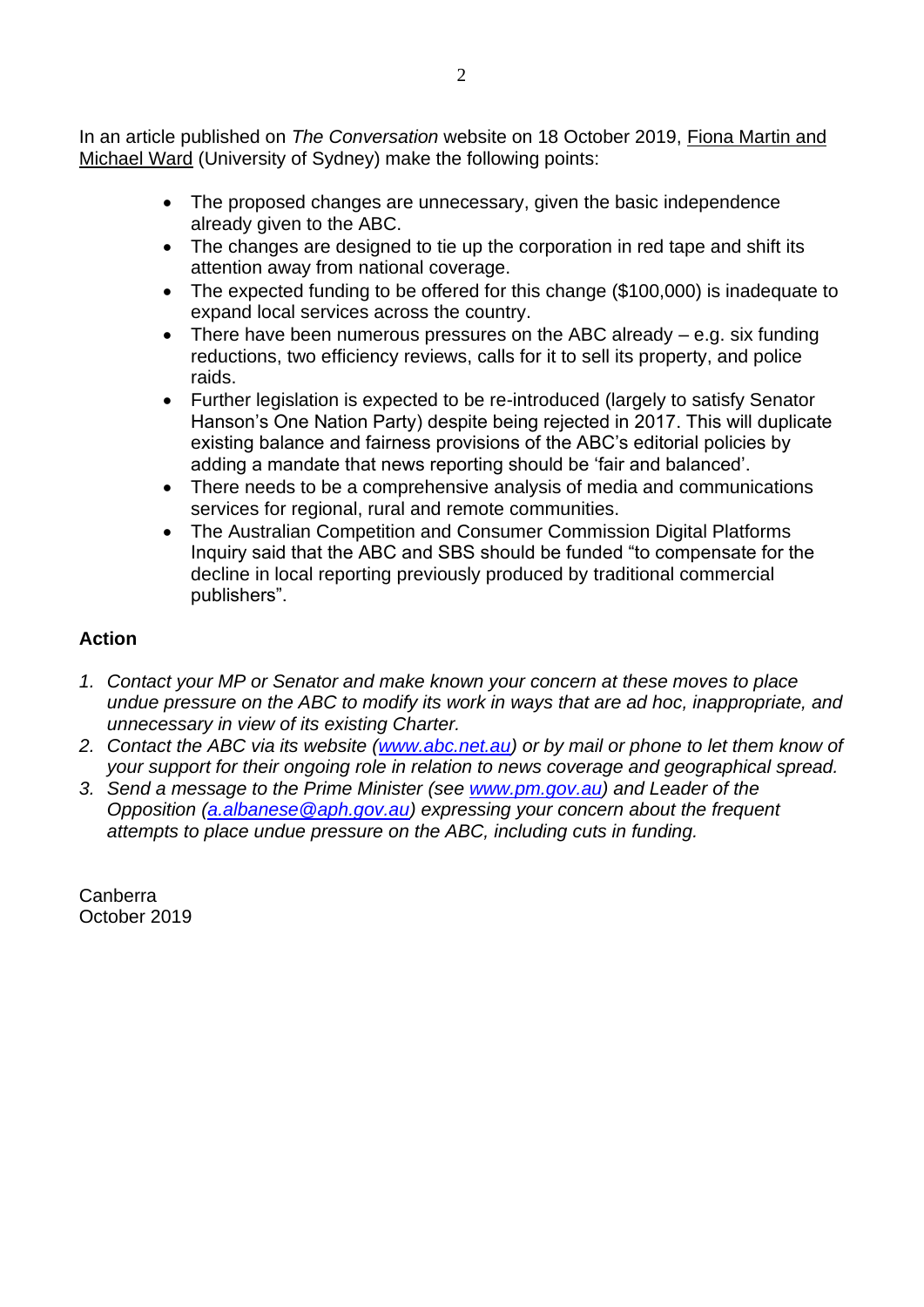In an article published on *The Conversation* website on 18 October 2019, Fiona Martin and Michael Ward (University of Sydney) make the following points:

- The proposed changes are unnecessary, given the basic independence already given to the ABC.
- The changes are designed to tie up the corporation in red tape and shift its attention away from national coverage.
- The expected funding to be offered for this change ($100,000) is inadequate to expand local services across the country.
- There have been numerous pressures on the ABC already – e.g. six funding reductions, two efficiency reviews, calls for it to sell its property, and police raids.
- Further legislation is expected to be re-introduced (largely to satisfy Senator Hanson's One Nation Party) despite being rejected in 2017. This will duplicate existing balance and fairness provisions of the ABC's editorial policies by adding a mandate that news reporting should be 'fair and balanced'.
- There needs to be a comprehensive analysis of media and communications services for regional, rural and remote communities.
- The Australian Competition and Consumer Commission Digital Platforms Inquiry said that the ABC and SBS should be funded "to compensate for the decline in local reporting previously produced by traditional commercial publishers".

**Action**

1. *Contact your MP or Senator and make known your concern at these moves to place undue pressure on the ABC to modify its work in ways that are ad hoc, inappropriate, and unnecessary in view of its existing Charter.*
2. *Contact the ABC via its website (www.abc.net.au) or by mail or phone to let them know of your support for their ongoing role in relation to news coverage and geographical spread.*
3. *Send a message to the Prime Minister (see www.pm.gov.au) and Leader of the Opposition (a.albanese@aph.gov.au) expressing your concern about the frequent attempts to place undue pressure on the ABC, including cuts in funding.*

Canberra
October 2019